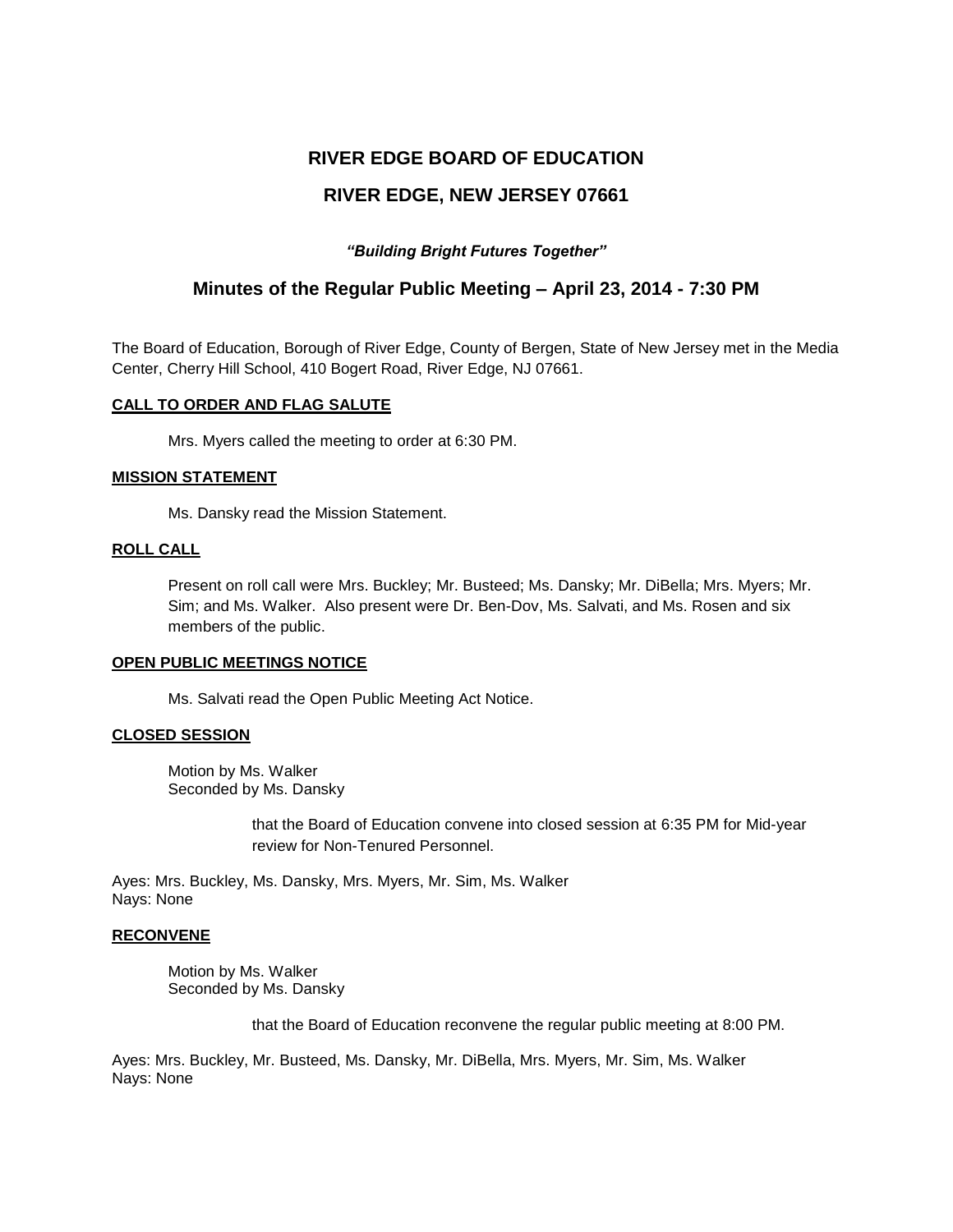# RIVER EDGE BOARD OF EDUCATION

## RIVER EDGE, NEW JERSEY 07661

***"Building Bright Futures Together"***

## Minutes of the Regular Public Meeting – April 23, 2014 - 7:30 PM

The Board of Education, Borough of River Edge, County of Bergen, State of New Jersey met in the Media Center, Cherry Hill School, 410 Bogert Road, River Edge, NJ 07661.

**CALL TO ORDER AND FLAG SALUTE**

Mrs. Myers called the meeting to order at 6:30 PM.

**MISSION STATEMENT**

Ms. Dansky read the Mission Statement.

**ROLL CALL**

Present on roll call were Mrs. Buckley; Mr. Busteed; Ms. Dansky; Mr. DiBella; Mrs. Myers; Mr. Sim; and Ms. Walker. Also present were Dr. Ben-Dov, Ms. Salvati, and Ms. Rosen and six members of the public.

**OPEN PUBLIC MEETINGS NOTICE**

Ms. Salvati read the Open Public Meeting Act Notice.

**CLOSED SESSION**

Motion by Ms. Walker
Seconded by Ms. Dansky

that the Board of Education convene into closed session at 6:35 PM for Mid-year review for Non-Tenured Personnel.

Ayes: Mrs. Buckley, Ms. Dansky, Mrs. Myers, Mr. Sim, Ms. Walker
Nays: None

**RECONVENE**

Motion by Ms. Walker
Seconded by Ms. Dansky

that the Board of Education reconvene the regular public meeting at 8:00 PM.

Ayes: Mrs. Buckley, Mr. Busteed, Ms. Dansky, Mr. DiBella, Mrs. Myers, Mr. Sim, Ms. Walker
Nays: None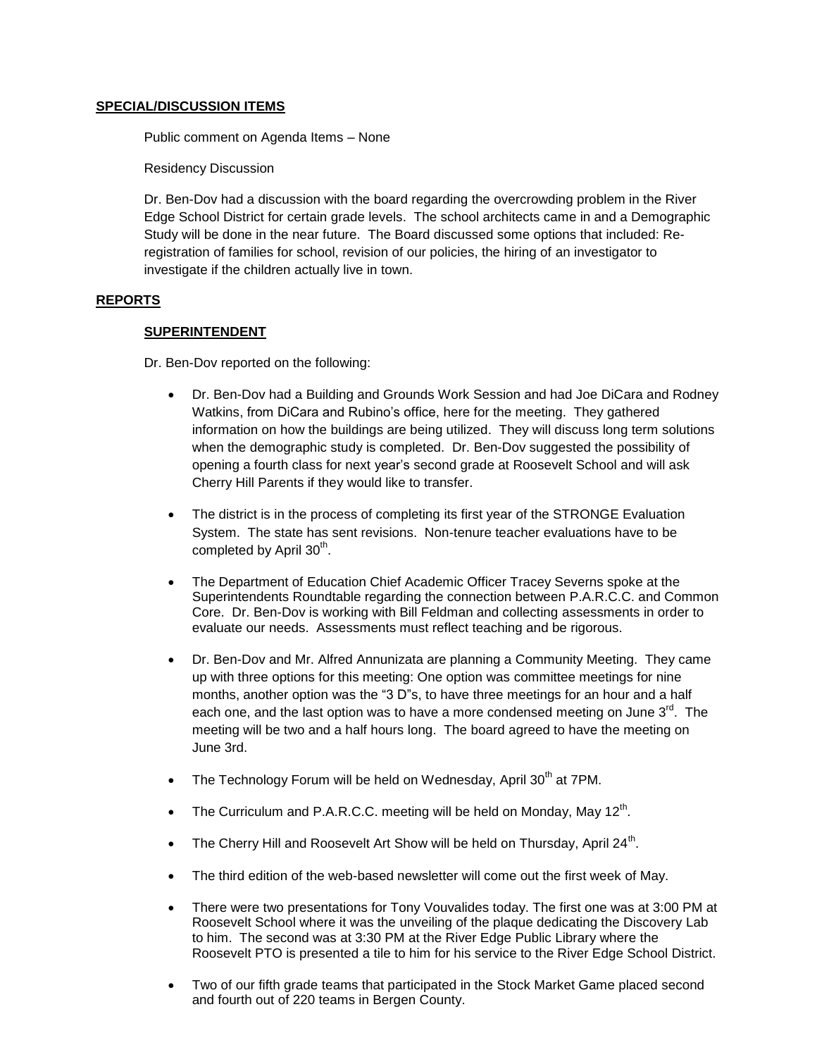**SPECIAL/DISCUSSION ITEMS**

Public comment on Agenda Items – None

Residency Discussion

Dr. Ben-Dov had a discussion with the board regarding the overcrowding problem in the River Edge School District for certain grade levels. The school architects came in and a Demographic Study will be done in the near future. The Board discussed some options that included: Re-registration of families for school, revision of our policies, the hiring of an investigator to investigate if the children actually live in town.

**REPORTS**

**SUPERINTENDENT**

Dr. Ben-Dov reported on the following:

- Dr. Ben-Dov had a Building and Grounds Work Session and had Joe DiCara and Rodney Watkins, from DiCara and Rubino's office, here for the meeting. They gathered information on how the buildings are being utilized. They will discuss long term solutions when the demographic study is completed. Dr. Ben-Dov suggested the possibility of opening a fourth class for next year's second grade at Roosevelt School and will ask Cherry Hill Parents if they would like to transfer.
- The district is in the process of completing its first year of the STRONGE Evaluation System. The state has sent revisions. Non-tenure teacher evaluations have to be completed by April 30th.
- The Department of Education Chief Academic Officer Tracey Severns spoke at the Superintendents Roundtable regarding the connection between P.A.R.C.C. and Common Core. Dr. Ben-Dov is working with Bill Feldman and collecting assessments in order to evaluate our needs. Assessments must reflect teaching and be rigorous.
- Dr. Ben-Dov and Mr. Alfred Annunizata are planning a Community Meeting. They came up with three options for this meeting: One option was committee meetings for nine months, another option was the "3 D"s, to have three meetings for an hour and a half each one, and the last option was to have a more condensed meeting on June 3rd. The meeting will be two and a half hours long. The board agreed to have the meeting on June 3rd.
- The Technology Forum will be held on Wednesday, April 30th at 7PM.
- The Curriculum and P.A.R.C.C. meeting will be held on Monday, May 12th.
- The Cherry Hill and Roosevelt Art Show will be held on Thursday, April 24th.
- The third edition of the web-based newsletter will come out the first week of May.
- There were two presentations for Tony Vouvalides today. The first one was at 3:00 PM at Roosevelt School where it was the unveiling of the plaque dedicating the Discovery Lab to him. The second was at 3:30 PM at the River Edge Public Library where the Roosevelt PTO is presented a tile to him for his service to the River Edge School District.
- Two of our fifth grade teams that participated in the Stock Market Game placed second and fourth out of 220 teams in Bergen County.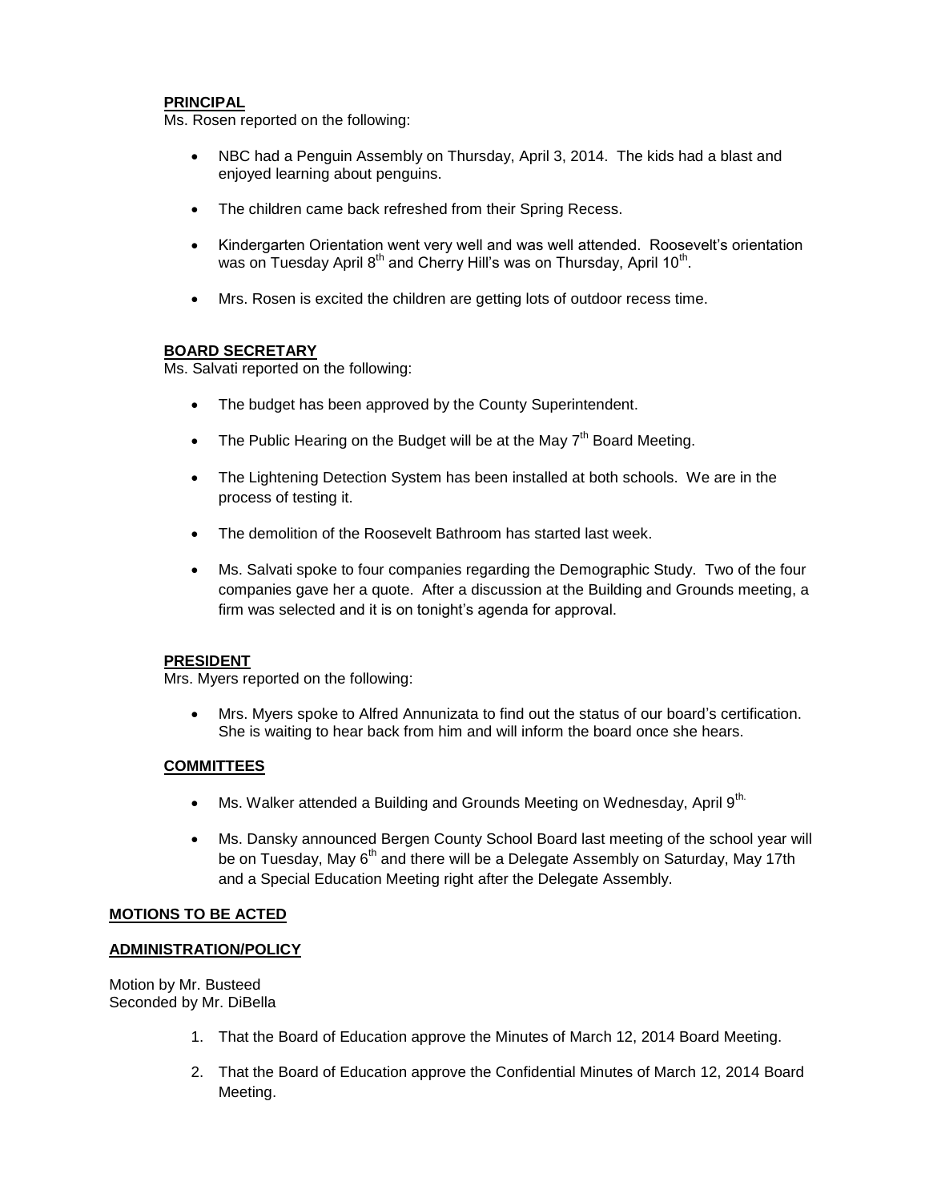**PRINCIPAL**

Ms. Rosen reported on the following:

- NBC had a Penguin Assembly on Thursday, April 3, 2014. The kids had a blast and enjoyed learning about penguins.
- The children came back refreshed from their Spring Recess.
- Kindergarten Orientation went very well and was well attended. Roosevelt's orientation was on Tuesday April 8th and Cherry Hill's was on Thursday, April 10th.
- Mrs. Rosen is excited the children are getting lots of outdoor recess time.

**BOARD SECRETARY**

Ms. Salvati reported on the following:

- The budget has been approved by the County Superintendent.
- The Public Hearing on the Budget will be at the May 7th Board Meeting.
- The Lightening Detection System has been installed at both schools. We are in the process of testing it.
- The demolition of the Roosevelt Bathroom has started last week.
- Ms. Salvati spoke to four companies regarding the Demographic Study. Two of the four companies gave her a quote. After a discussion at the Building and Grounds meeting, a firm was selected and it is on tonight's agenda for approval.

**PRESIDENT**

Mrs. Myers reported on the following:

- Mrs. Myers spoke to Alfred Annunizata to find out the status of our board's certification. She is waiting to hear back from him and will inform the board once she hears.

**COMMITTEES**

- Ms. Walker attended a Building and Grounds Meeting on Wednesday, April 9th.
- Ms. Dansky announced Bergen County School Board last meeting of the school year will be on Tuesday, May 6th and there will be a Delegate Assembly on Saturday, May 17th and a Special Education Meeting right after the Delegate Assembly.

**MOTIONS TO BE ACTED**

**ADMINISTRATION/POLICY**

Motion by Mr. Busteed
Seconded by Mr. DiBella

1. That the Board of Education approve the Minutes of March 12, 2014 Board Meeting.
2. That the Board of Education approve the Confidential Minutes of March 12, 2014 Board Meeting.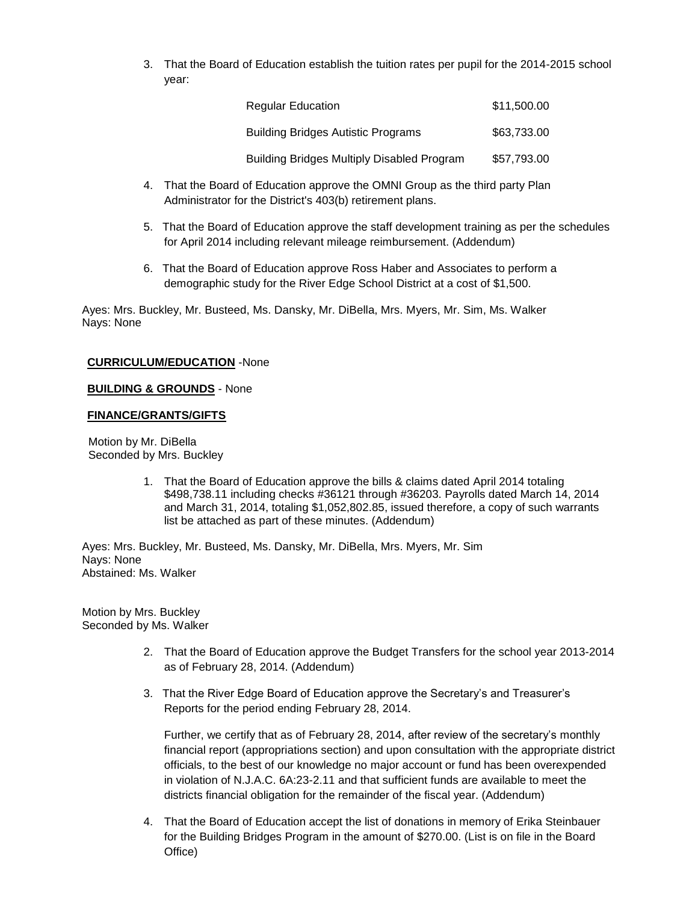3. That the Board of Education establish the tuition rates per pupil for the 2014-2015 school year:

| | |
|---|---|
| Regular Education | \$11,500.00 |
| Building Bridges Autistic Programs | \$63,733.00 |
| Building Bridges Multiply Disabled Program | \$57,793.00 |

4. That the Board of Education approve the OMNI Group as the third party Plan Administrator for the District's 403(b) retirement plans.

5. That the Board of Education approve the staff development training as per the schedules for April 2014 including relevant mileage reimbursement. (Addendum)

6. That the Board of Education approve Ross Haber and Associates to perform a demographic study for the River Edge School District at a cost of \$1,500.

Ayes: Mrs. Buckley, Mr. Busteed, Ms. Dansky, Mr. DiBella, Mrs. Myers, Mr. Sim, Ms. Walker
Nays: None

**CURRICULUM/EDUCATION** -None

**BUILDING & GROUNDS** - None

**FINANCE/GRANTS/GIFTS**

Motion by Mr. DiBella
Seconded by Mrs. Buckley

1. That the Board of Education approve the bills & claims dated April 2014 totaling \$498,738.11 including checks #36121 through #36203. Payrolls dated March 14, 2014 and March 31, 2014, totaling \$1,052,802.85, issued therefore, a copy of such warrants list be attached as part of these minutes. (Addendum)

Ayes: Mrs. Buckley, Mr. Busteed, Ms. Dansky, Mr. DiBella, Mrs. Myers, Mr. Sim
Nays: None
Abstained: Ms. Walker

Motion by Mrs. Buckley
Seconded by Ms. Walker

2. That the Board of Education approve the Budget Transfers for the school year 2013-2014 as of February 28, 2014. (Addendum)

3. That the River Edge Board of Education approve the Secretary's and Treasurer's Reports for the period ending February 28, 2014.

   Further, we certify that as of February 28, 2014, after review of the secretary's monthly financial report (appropriations section) and upon consultation with the appropriate district officials, to the best of our knowledge no major account or fund has been overexpended in violation of N.J.A.C. 6A:23-2.11 and that sufficient funds are available to meet the districts financial obligation for the remainder of the fiscal year. (Addendum)

4. That the Board of Education accept the list of donations in memory of Erika Steinbauer for the Building Bridges Program in the amount of \$270.00. (List is on file in the Board Office)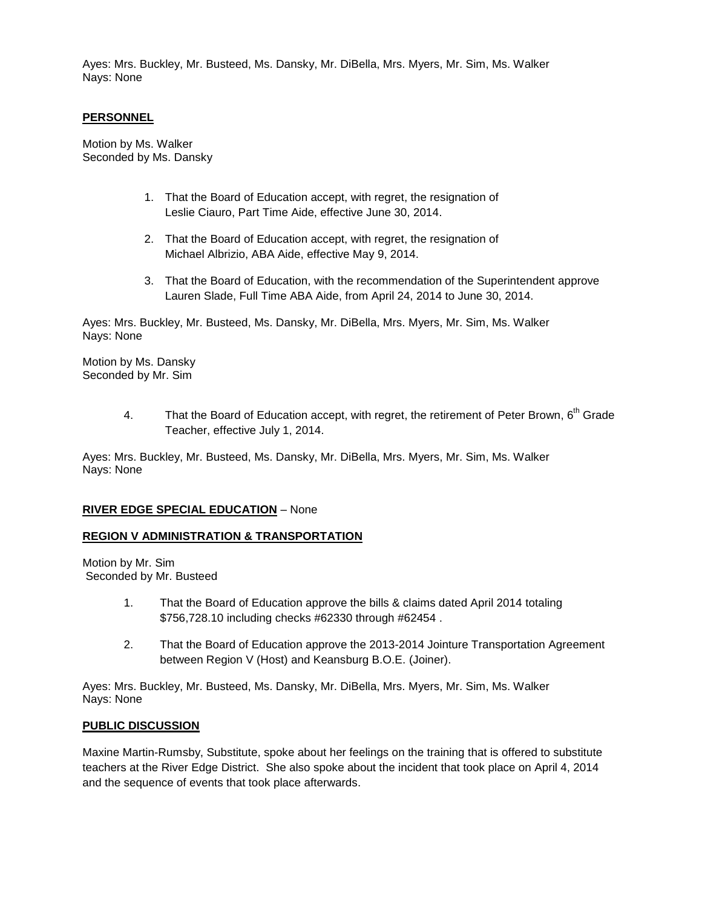Ayes: Mrs. Buckley, Mr. Busteed, Ms. Dansky, Mr. DiBella, Mrs. Myers, Mr. Sim, Ms. Walker
Nays: None

## PERSONNEL

Motion by Ms. Walker
Seconded by Ms. Dansky

1. That the Board of Education accept, with regret, the resignation of Leslie Ciauro, Part Time Aide, effective June 30, 2014.
2. That the Board of Education accept, with regret, the resignation of Michael Albrizio, ABA Aide, effective May 9, 2014.
3. That the Board of Education, with the recommendation of the Superintendent approve Lauren Slade, Full Time ABA Aide, from April 24, 2014 to June 30, 2014.

Ayes: Mrs. Buckley, Mr. Busteed, Ms. Dansky, Mr. DiBella, Mrs. Myers, Mr. Sim, Ms. Walker
Nays: None

Motion by Ms. Dansky
Seconded by Mr. Sim

4. That the Board of Education accept, with regret, the retirement of Peter Brown, 6th Grade Teacher, effective July 1, 2014.

Ayes: Mrs. Buckley, Mr. Busteed, Ms. Dansky, Mr. DiBella, Mrs. Myers, Mr. Sim, Ms. Walker
Nays: None

## RIVER EDGE SPECIAL EDUCATION – None

## REGION V ADMINISTRATION & TRANSPORTATION

Motion by Mr. Sim
Seconded by Mr. Busteed

1. That the Board of Education approve the bills & claims dated April 2014 totaling $756,728.10 including checks #62330 through #62454 .
2. That the Board of Education approve the 2013-2014 Jointure Transportation Agreement between Region V (Host) and Keansburg B.O.E. (Joiner).

Ayes: Mrs. Buckley, Mr. Busteed, Ms. Dansky, Mr. DiBella, Mrs. Myers, Mr. Sim, Ms. Walker
Nays: None

## PUBLIC DISCUSSION

Maxine Martin-Rumsby, Substitute, spoke about her feelings on the training that is offered to substitute teachers at the River Edge District. She also spoke about the incident that took place on April 4, 2014 and the sequence of events that took place afterwards.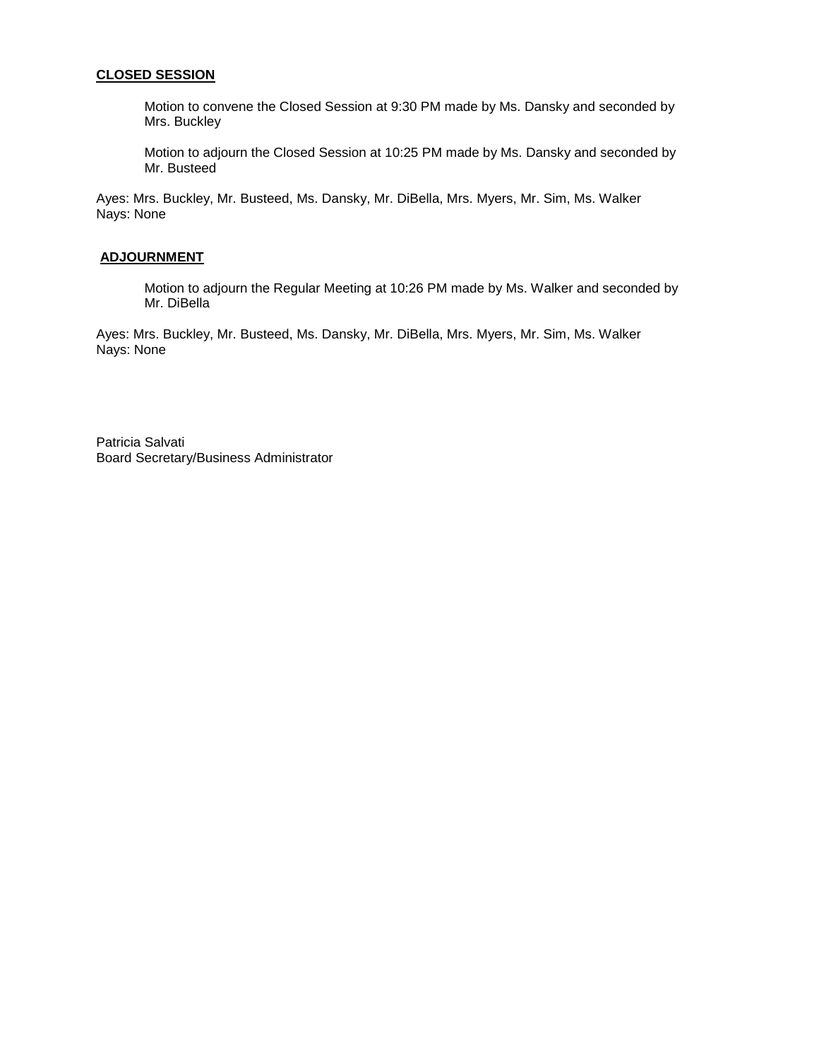**CLOSED SESSION**

Motion to convene the Closed Session at 9:30 PM made by Ms. Dansky and seconded by Mrs. Buckley

Motion to adjourn the Closed Session at 10:25 PM made by Ms. Dansky and seconded by Mr. Busteed

Ayes: Mrs. Buckley, Mr. Busteed, Ms. Dansky, Mr. DiBella, Mrs. Myers, Mr. Sim, Ms. Walker
Nays: None

**ADJOURNMENT**

Motion to adjourn the Regular Meeting at 10:26 PM made by Ms. Walker and seconded by Mr. DiBella

Ayes: Mrs. Buckley, Mr. Busteed, Ms. Dansky, Mr. DiBella, Mrs. Myers, Mr. Sim, Ms. Walker
Nays: None

Patricia Salvati
Board Secretary/Business Administrator